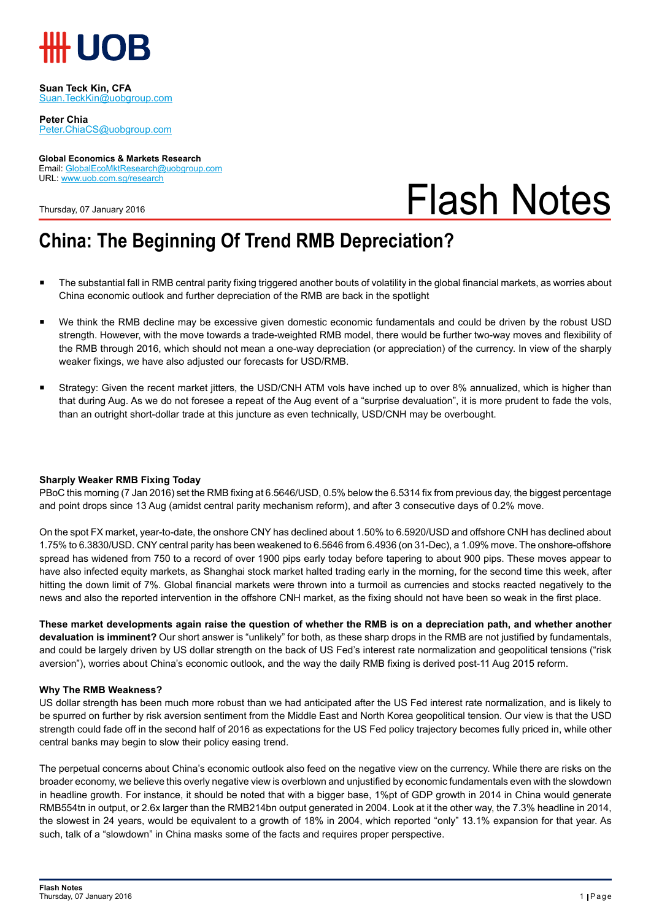# UOB

**Suan Teck Kin, CFA**
Suan.TeckKin@uobgroup.com

**Peter Chia**
Peter.ChiaCS@uobgroup.com

**Global Economics & Markets Research**
Email: GlobalEcoMktResearch@uobgroup.com
URL: www.uob.com.sg/research

Thursday, 07 January 2016

# Flash Notes

## China: The Beginning Of Trend RMB Depreciation?

- The substantial fall in RMB central parity fixing triggered another bouts of volatility in the global financial markets, as worries about China economic outlook and further depreciation of the RMB are back in the spotlight
- We think the RMB decline may be excessive given domestic economic fundamentals and could be driven by the robust USD strength. However, with the move towards a trade-weighted RMB model, there would be further two-way moves and flexibility of the RMB through 2016, which should not mean a one-way depreciation (or appreciation) of the currency. In view of the sharply weaker fixings, we have also adjusted our forecasts for USD/RMB.
- Strategy: Given the recent market jitters, the USD/CNH ATM vols have inched up to over 8% annualized, which is higher than that during Aug. As we do not foresee a repeat of the Aug event of a "surprise devaluation", it is more prudent to fade the vols, than an outright short-dollar trade at this juncture as even technically, USD/CNH may be overbought.

### Sharply Weaker RMB Fixing Today

PBoC this morning (7 Jan 2016) set the RMB fixing at 6.5646/USD, 0.5% below the 6.5314 fix from previous day, the biggest percentage and point drops since 13 Aug (amidst central parity mechanism reform), and after 3 consecutive days of 0.2% move.

On the spot FX market, year-to-date, the onshore CNY has declined about 1.50% to 6.5920/USD and offshore CNH has declined about 1.75% to 6.3830/USD. CNY central parity has been weakened to 6.5646 from 6.4936 (on 31-Dec), a 1.09% move. The onshore-offshore spread has widened from 750 to a record of over 1900 pips early today before tapering to about 900 pips. These moves appear to have also infected equity markets, as Shanghai stock market halted trading early in the morning, for the second time this week, after hitting the down limit of 7%. Global financial markets were thrown into a turmoil as currencies and stocks reacted negatively to the news and also the reported intervention in the offshore CNH market, as the fixing should not have been so weak in the first place.

**These market developments again raise the question of whether the RMB is on a depreciation path, and whether another devaluation is imminent?** Our short answer is "unlikely" for both, as these sharp drops in the RMB are not justified by fundamentals, and could be largely driven by US dollar strength on the back of US Fed's interest rate normalization and geopolitical tensions ("risk aversion"), worries about China's economic outlook, and the way the daily RMB fixing is derived post-11 Aug 2015 reform.

### Why The RMB Weakness?

US dollar strength has been much more robust than we had anticipated after the US Fed interest rate normalization, and is likely to be spurred on further by risk aversion sentiment from the Middle East and North Korea geopolitical tension. Our view is that the USD strength could fade off in the second half of 2016 as expectations for the US Fed policy trajectory becomes fully priced in, while other central banks may begin to slow their policy easing trend.

The perpetual concerns about China's economic outlook also feed on the negative view on the currency. While there are risks on the broader economy, we believe this overly negative view is overblown and unjustified by economic fundamentals even with the slowdown in headline growth. For instance, it should be noted that with a bigger base, 1%pt of GDP growth in 2014 in China would generate RMB554tn in output, or 2.6x larger than the RMB214bn output generated in 2004. Look at it the other way, the 7.3% headline in 2014, the slowest in 24 years, would be equivalent to a growth of 18% in 2004, which reported "only" 13.1% expansion for that year. As such, talk of a "slowdown" in China masks some of the facts and requires proper perspective.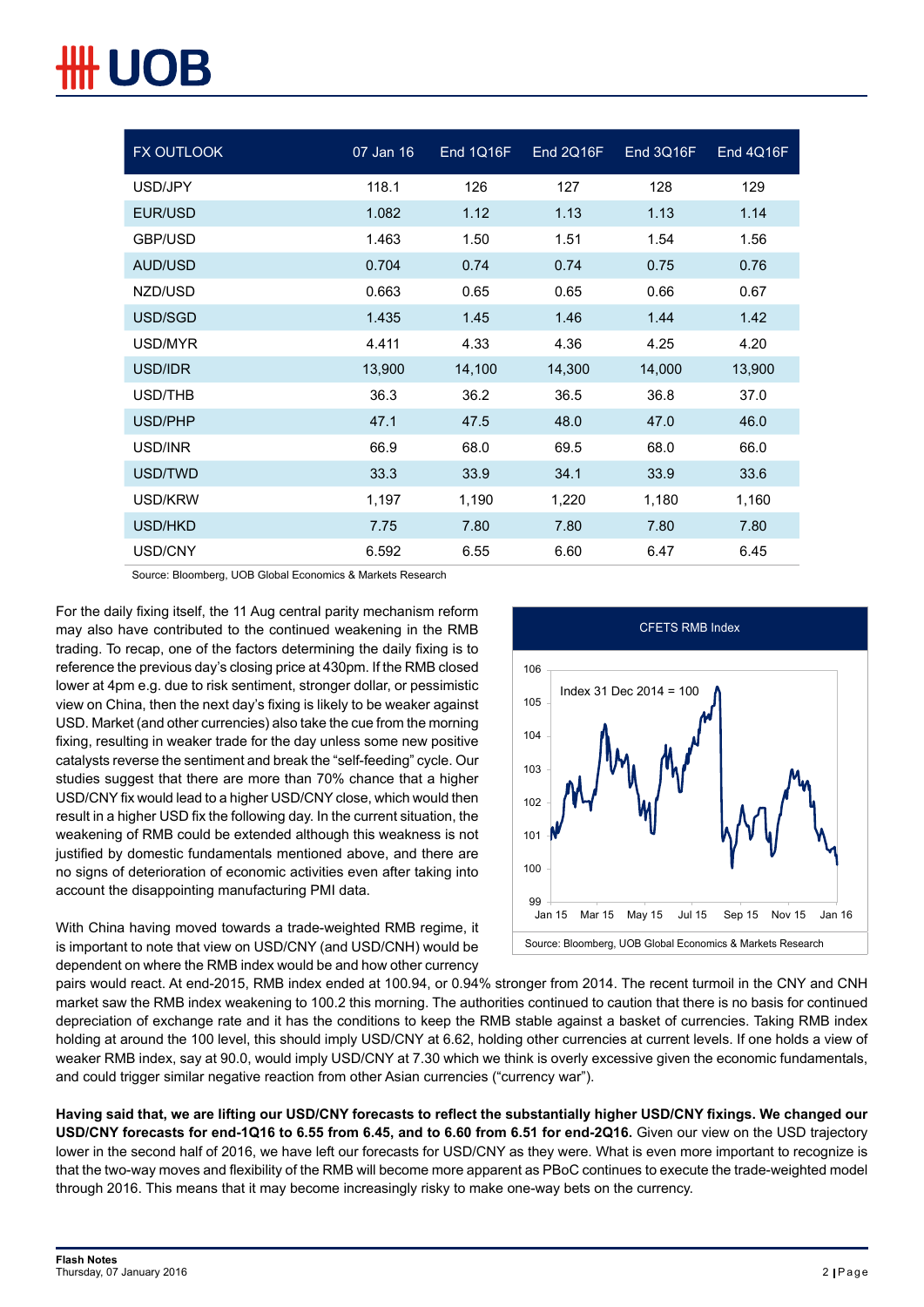| FX OUTLOOK | 07 Jan 16 | End 1Q16F | End 2Q16F | End 3Q16F | End 4Q16F |
|---|---|---|---|---|---|
| USD/JPY | 118.1 | 126 | 127 | 128 | 129 |
| EUR/USD | 1.082 | 1.12 | 1.13 | 1.13 | 1.14 |
| GBP/USD | 1.463 | 1.50 | 1.51 | 1.54 | 1.56 |
| AUD/USD | 0.704 | 0.74 | 0.74 | 0.75 | 0.76 |
| NZD/USD | 0.663 | 0.65 | 0.65 | 0.66 | 0.67 |
| USD/SGD | 1.435 | 1.45 | 1.46 | 1.44 | 1.42 |
| USD/MYR | 4.411 | 4.33 | 4.36 | 4.25 | 4.20 |
| USD/IDR | 13,900 | 14,100 | 14,300 | 14,000 | 13,900 |
| USD/THB | 36.3 | 36.2 | 36.5 | 36.8 | 37.0 |
| USD/PHP | 47.1 | 47.5 | 48.0 | 47.0 | 46.0 |
| USD/INR | 66.9 | 68.0 | 69.5 | 68.0 | 66.0 |
| USD/TWD | 33.3 | 33.9 | 34.1 | 33.9 | 33.6 |
| USD/KRW | 1,197 | 1,190 | 1,220 | 1,180 | 1,160 |
| USD/HKD | 7.75 | 7.80 | 7.80 | 7.80 | 7.80 |
| USD/CNY | 6.592 | 6.55 | 6.60 | 6.47 | 6.45 |

Source: Bloomberg, UOB Global Economics & Markets Research

For the daily fixing itself, the 11 Aug central parity mechanism reform may also have contributed to the continued weakening in the RMB trading. To recap, one of the factors determining the daily fixing is to reference the previous day's closing price at 430pm. If the RMB closed lower at 4pm e.g. due to risk sentiment, stronger dollar, or pessimistic view on China, then the next day's fixing is likely to be weaker against USD. Market (and other currencies) also take the cue from the morning fixing, resulting in weaker trade for the day unless some new positive catalysts reverse the sentiment and break the "self-feeding" cycle. Our studies suggest that there are more than 70% chance that a higher USD/CNY fix would lead to a higher USD/CNY close, which would then result in a higher USD fix the following day. In the current situation, the weakening of RMB could be extended although this weakness is not justified by domestic fundamentals mentioned above, and there are no signs of deterioration of economic activities even after taking into account the disappointing manufacturing PMI data.

CFETS RMB Index

Source: Bloomberg, UOB Global Economics & Markets Research

With China having moved towards a trade-weighted RMB regime, it is important to note that view on USD/CNY (and USD/CNH) would be dependent on where the RMB index would be and how other currency pairs would react. At end-2015, RMB index ended at 100.94, or 0.94% stronger from 2014. The recent turmoil in the CNY and CNH market saw the RMB index weakening to 100.2 this morning. The authorities continued to caution that there is no basis for continued depreciation of exchange rate and it has the conditions to keep the RMB stable against a basket of currencies. Taking RMB index holding at around the 100 level, this should imply USD/CNY at 6.62, holding other currencies at current levels. If one holds a view of weaker RMB index, say at 90.0, would imply USD/CNY at 7.30 which we think is overly excessive given the economic fundamentals, and could trigger similar negative reaction from other Asian currencies ("currency war").

**Having said that, we are lifting our USD/CNY forecasts to reflect the substantially higher USD/CNY fixings. We changed our USD/CNY forecasts for end-1Q16 to 6.55 from 6.45, and to 6.60 from 6.51 for end-2Q16.** Given our view on the USD trajectory lower in the second half of 2016, we have left our forecasts for USD/CNY as they were. What is even more important to recognize is that the two-way moves and flexibility of the RMB will become more apparent as PBoC continues to execute the trade-weighted model through 2016. This means that it may become increasingly risky to make one-way bets on the currency.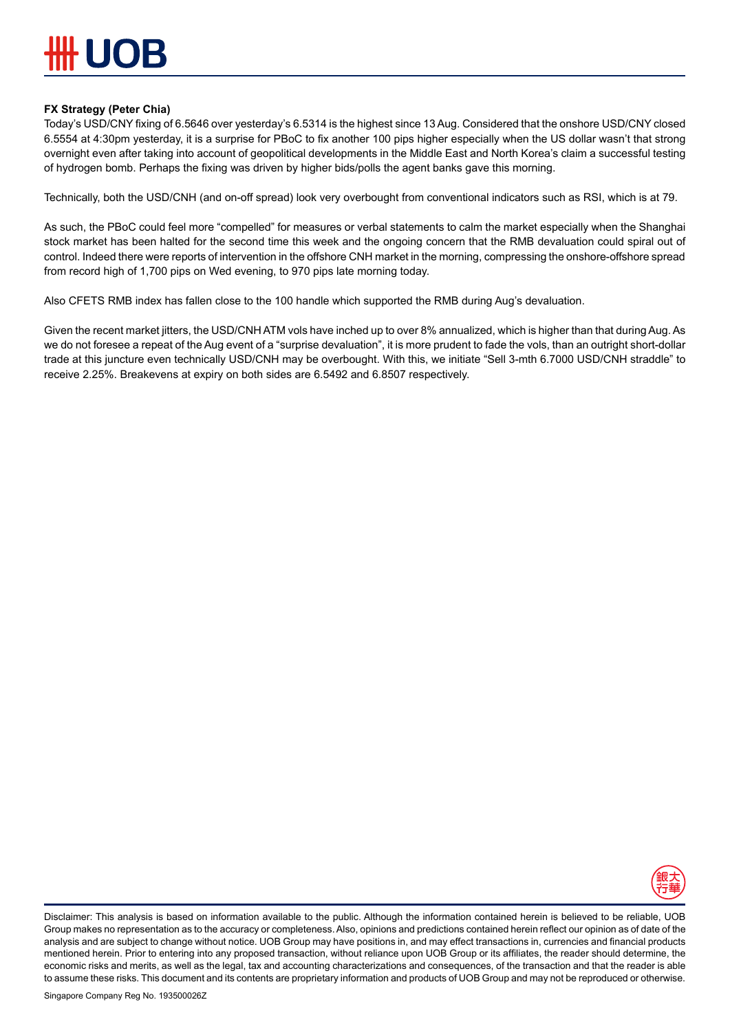**FX Strategy (Peter Chia)**

Today's USD/CNY fixing of 6.5646 over yesterday's 6.5314 is the highest since 13 Aug. Considered that the onshore USD/CNY closed 6.5554 at 4:30pm yesterday, it is a surprise for PBoC to fix another 100 pips higher especially when the US dollar wasn't that strong overnight even after taking into account of geopolitical developments in the Middle East and North Korea's claim a successful testing of hydrogen bomb. Perhaps the fixing was driven by higher bids/polls the agent banks gave this morning.

Technically, both the USD/CNH (and on-off spread) look very overbought from conventional indicators such as RSI, which is at 79.

As such, the PBoC could feel more "compelled" for measures or verbal statements to calm the market especially when the Shanghai stock market has been halted for the second time this week and the ongoing concern that the RMB devaluation could spiral out of control. Indeed there were reports of intervention in the offshore CNH market in the morning, compressing the onshore-offshore spread from record high of 1,700 pips on Wed evening, to 970 pips late morning today.

Also CFETS RMB index has fallen close to the 100 handle which supported the RMB during Aug's devaluation.

Given the recent market jitters, the USD/CNH ATM vols have inched up to over 8% annualized, which is higher than that during Aug. As we do not foresee a repeat of the Aug event of a "surprise devaluation", it is more prudent to fade the vols, than an outright short-dollar trade at this juncture even technically USD/CNH may be overbought. With this, we initiate "Sell 3-mth 6.7000 USD/CNH straddle" to receive 2.25%. Breakevens at expiry on both sides are 6.5492 and 6.8507 respectively.

Disclaimer: This analysis is based on information available to the public. Although the information contained herein is believed to be reliable, UOB Group makes no representation as to the accuracy or completeness. Also, opinions and predictions contained herein reflect our opinion as of date of the analysis and are subject to change without notice. UOB Group may have positions in, and may effect transactions in, currencies and financial products mentioned herein. Prior to entering into any proposed transaction, without reliance upon UOB Group or its affiliates, the reader should determine, the economic risks and merits, as well as the legal, tax and accounting characterizations and consequences, of the transaction and that the reader is able to assume these risks. This document and its contents are proprietary information and products of UOB Group and may not be reproduced or otherwise.

Singapore Company Reg No. 193500026Z